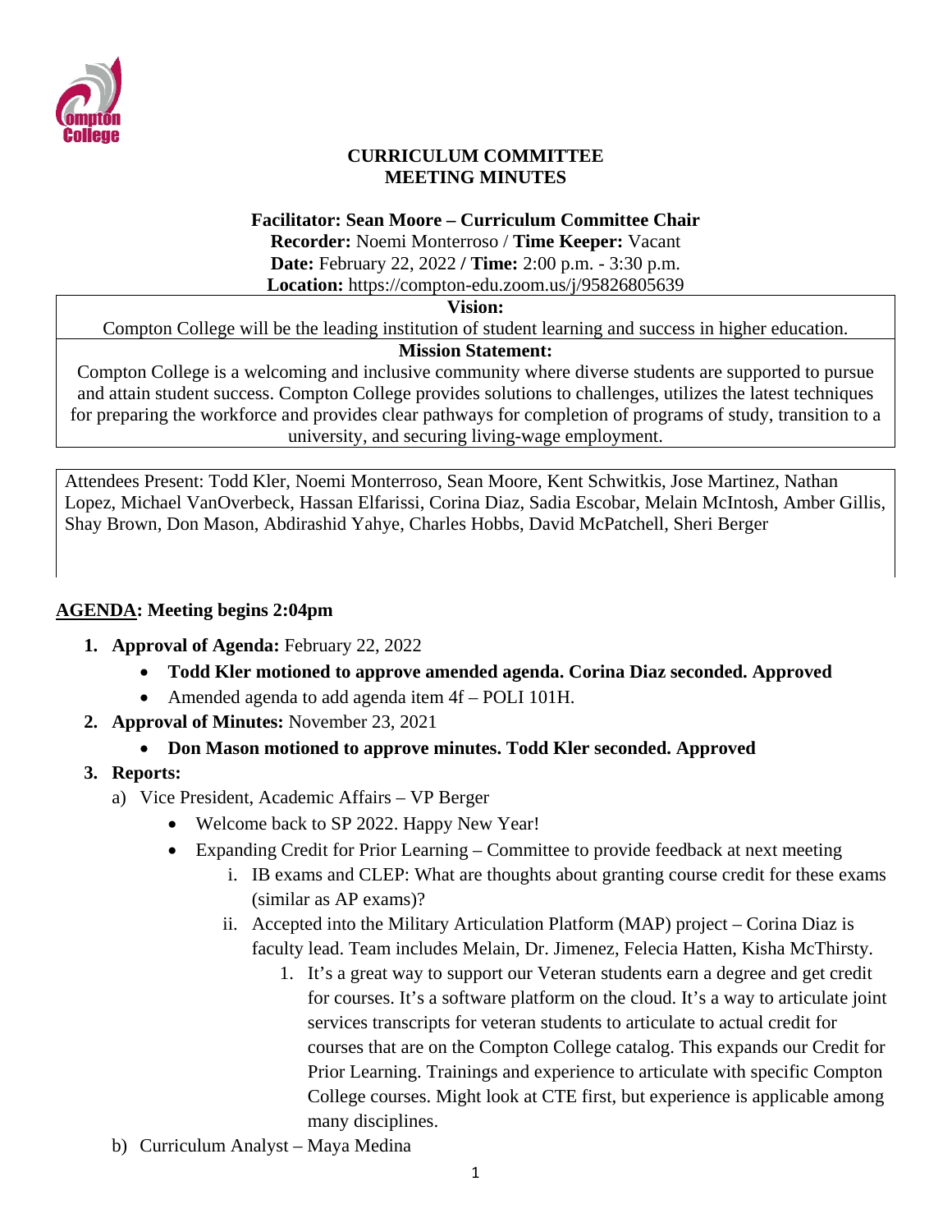# CURRICULUM COMMITTEE
# MEETING MINUTES

**Facilitator: Sean Moore – Curriculum Committee Chair**
**Recorder:** Noemi Monterroso / **Time Keeper:** Vacant
**Date:** February 22, 2022 **/ Time:** 2:00 p.m. - 3:30 p.m.
**Location:** https://compton-edu.zoom.us/j/95826805639

| **Vision:** |
|---|
| Compton College will be the leading institution of student learning and success in higher education. |
| **Mission Statement:** |
| Compton College is a welcoming and inclusive community where diverse students are supported to pursue and attain student success. Compton College provides solutions to challenges, utilizes the latest techniques for preparing the workforce and provides clear pathways for completion of programs of study, transition to a university, and securing living-wage employment. |

Attendees Present: Todd Kler, Noemi Monterroso, Sean Moore, Kent Schwitkis, Jose Martinez, Nathan Lopez, Michael VanOverbeck, Hassan Elfarissi, Corina Diaz, Sadia Escobar, Melain McIntosh, Amber Gillis, Shay Brown, Don Mason, Abdirashid Yahye, Charles Hobbs, David McPatchell, Sheri Berger

**AGENDA: Meeting begins 2:04pm**

1. **Approval of Agenda:** February 22, 2022
   - **Todd Kler motioned to approve amended agenda. Corina Diaz seconded. Approved**
   - Amended agenda to add agenda item 4f – POLI 101H.
2. **Approval of Minutes:** November 23, 2021
   - **Don Mason motioned to approve minutes. Todd Kler seconded. Approved**
3. **Reports:**
   a) Vice President, Academic Affairs – VP Berger
      - Welcome back to SP 2022. Happy New Year!
      - Expanding Credit for Prior Learning – Committee to provide feedback at next meeting
        i. IB exams and CLEP: What are thoughts about granting course credit for these exams (similar as AP exams)?
        ii. Accepted into the Military Articulation Platform (MAP) project – Corina Diaz is faculty lead. Team includes Melain, Dr. Jimenez, Felecia Hatten, Kisha McThirsty.
            1. It's a great way to support our Veteran students earn a degree and get credit for courses. It's a software platform on the cloud. It's a way to articulate joint services transcripts for veteran students to articulate to actual credit for courses that are on the Compton College catalog. This expands our Credit for Prior Learning. Trainings and experience to articulate with specific Compton College courses. Might look at CTE first, but experience is applicable among many disciplines.

   b) Curriculum Analyst – Maya Medina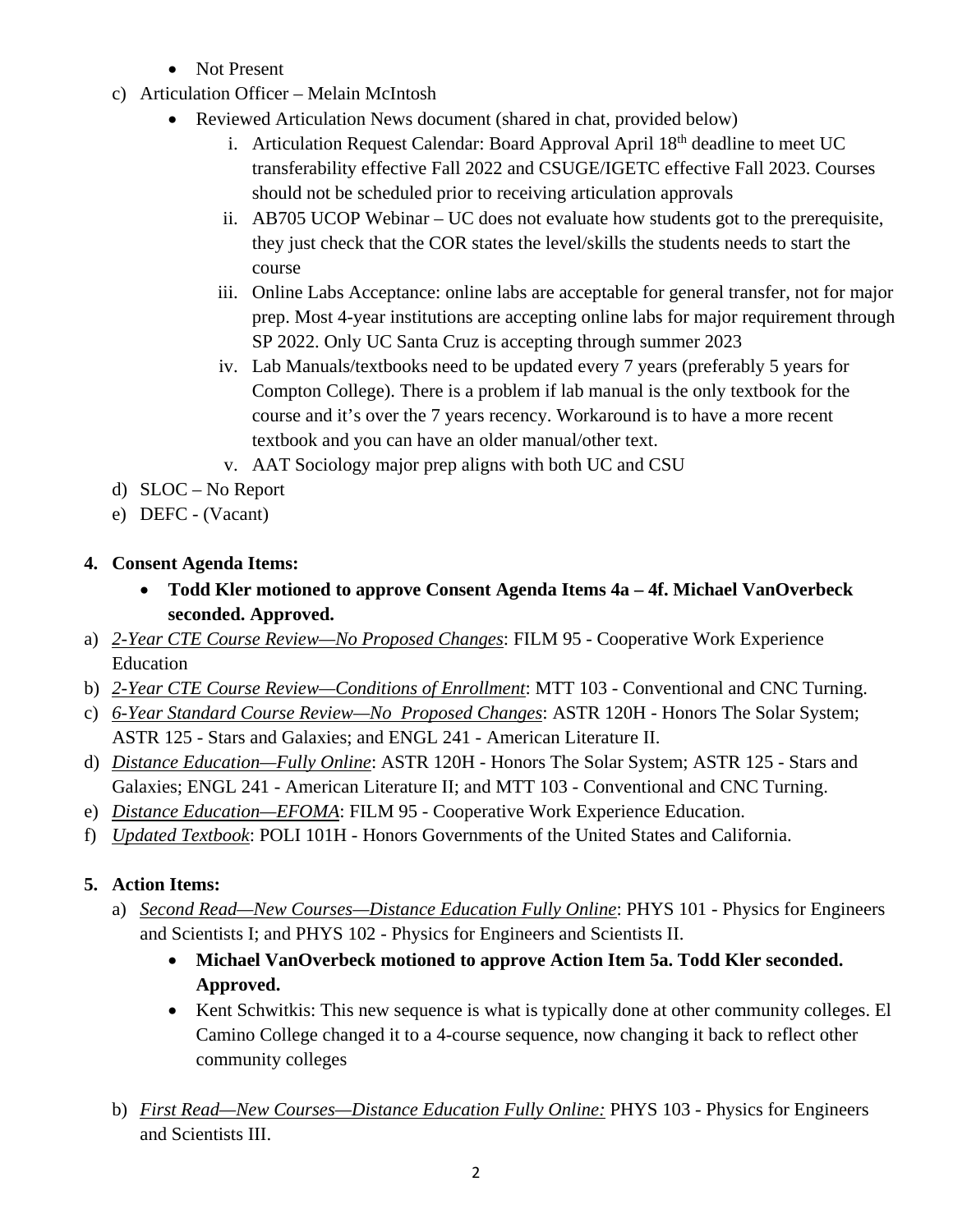- Not Present

c) Articulation Officer – Melain McIntosh

- Reviewed Articulation News document (shared in chat, provided below)
    i. Articulation Request Calendar: Board Approval April 18th deadline to meet UC transferability effective Fall 2022 and CSUGE/IGETC effective Fall 2023. Courses should not be scheduled prior to receiving articulation approvals
    ii. AB705 UCOP Webinar – UC does not evaluate how students got to the prerequisite, they just check that the COR states the level/skills the students needs to start the course
    iii. Online Labs Acceptance: online labs are acceptable for general transfer, not for major prep. Most 4-year institutions are accepting online labs for major requirement through SP 2022. Only UC Santa Cruz is accepting through summer 2023
    iv. Lab Manuals/textbooks need to be updated every 7 years (preferably 5 years for Compton College). There is a problem if lab manual is the only textbook for the course and it's over the 7 years recency. Workaround is to have a more recent textbook and you can have an older manual/other text.
    v. AAT Sociology major prep aligns with both UC and CSU

d) SLOC – No Report

e) DEFC - (Vacant)

**4. Consent Agenda Items:**

- **Todd Kler motioned to approve Consent Agenda Items 4a – 4f. Michael VanOverbeck seconded. Approved.**

a) *2-Year CTE Course Review—No Proposed Changes*: FILM 95 - Cooperative Work Experience Education

b) *2-Year CTE Course Review—Conditions of Enrollment*: MTT 103 - Conventional and CNC Turning.

c) *6-Year Standard Course Review—No Proposed Changes*: ASTR 120H - Honors The Solar System; ASTR 125 - Stars and Galaxies; and ENGL 241 - American Literature II.

d) *Distance Education—Fully Online*: ASTR 120H - Honors The Solar System; ASTR 125 - Stars and Galaxies; ENGL 241 - American Literature II; and MTT 103 - Conventional and CNC Turning.

e) *Distance Education—EFOMA*: FILM 95 - Cooperative Work Experience Education.

f) *Updated Textbook*: POLI 101H - Honors Governments of the United States and California.

**5. Action Items:**

a) *Second Read—New Courses—Distance Education Fully Online*: PHYS 101 - Physics for Engineers and Scientists I; and PHYS 102 - Physics for Engineers and Scientists II.

- **Michael VanOverbeck motioned to approve Action Item 5a. Todd Kler seconded. Approved.**
- Kent Schwitkis: This new sequence is what is typically done at other community colleges. El Camino College changed it to a 4-course sequence, now changing it back to reflect other community colleges

b) *First Read—New Courses—Distance Education Fully Online:* PHYS 103 - Physics for Engineers and Scientists III.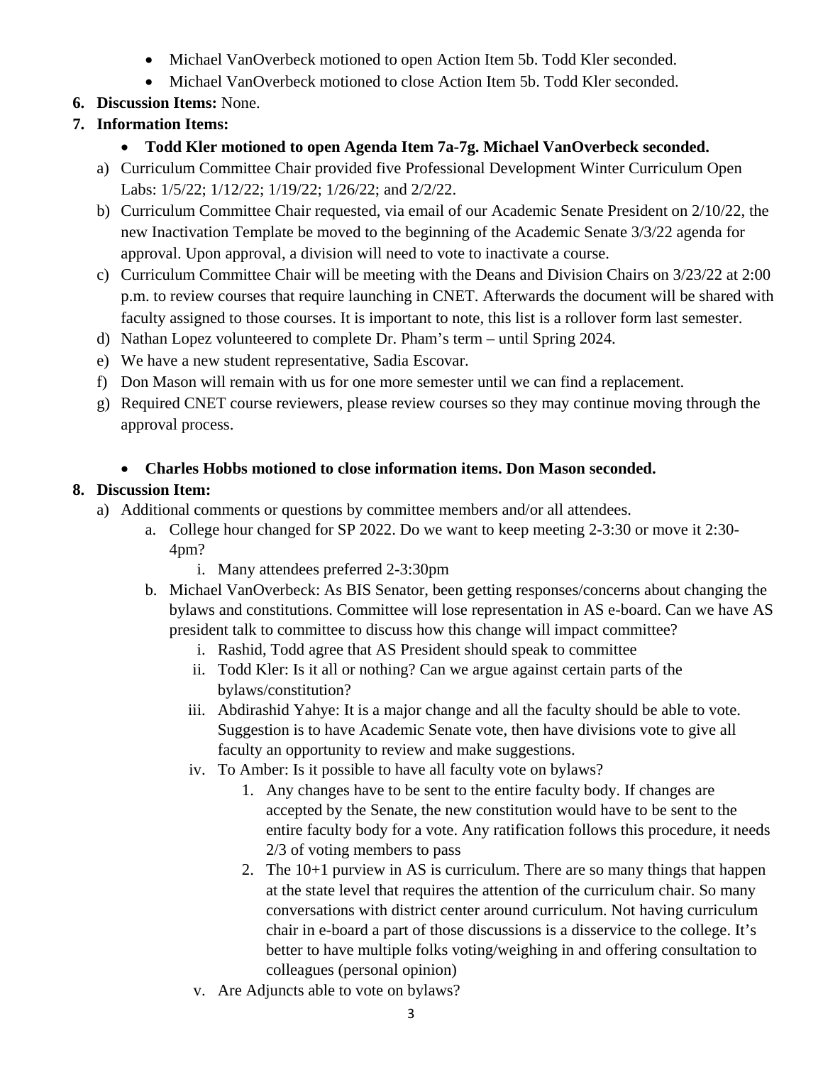- Michael VanOverbeck motioned to open Action Item 5b. Todd Kler seconded.
- Michael VanOverbeck motioned to close Action Item 5b. Todd Kler seconded.

**6. Discussion Items:** None.

**7. Information Items:**

- **Todd Kler motioned to open Agenda Item 7a-7g. Michael VanOverbeck seconded.**

a) Curriculum Committee Chair provided five Professional Development Winter Curriculum Open Labs: 1/5/22; 1/12/22; 1/19/22; 1/26/22; and 2/2/22.

b) Curriculum Committee Chair requested, via email of our Academic Senate President on 2/10/22, the new Inactivation Template be moved to the beginning of the Academic Senate 3/3/22 agenda for approval. Upon approval, a division will need to vote to inactivate a course.

c) Curriculum Committee Chair will be meeting with the Deans and Division Chairs on 3/23/22 at 2:00 p.m. to review courses that require launching in CNET. Afterwards the document will be shared with faculty assigned to those courses. It is important to note, this list is a rollover form last semester.

d) Nathan Lopez volunteered to complete Dr. Pham's term – until Spring 2024.

e) We have a new student representative, Sadia Escovar.

f) Don Mason will remain with us for one more semester until we can find a replacement.

g) Required CNET course reviewers, please review courses so they may continue moving through the approval process.

- **Charles Hobbs motioned to close information items. Don Mason seconded.**

**8. Discussion Item:**

a) Additional comments or questions by committee members and/or all attendees.

   a. College hour changed for SP 2022. Do we want to keep meeting 2-3:30 or move it 2:30-4pm?

      i. Many attendees preferred 2-3:30pm

   b. Michael VanOverbeck: As BIS Senator, been getting responses/concerns about changing the bylaws and constitutions. Committee will lose representation in AS e-board. Can we have AS president talk to committee to discuss how this change will impact committee?

      i. Rashid, Todd agree that AS President should speak to committee

      ii. Todd Kler: Is it all or nothing? Can we argue against certain parts of the bylaws/constitution?

      iii. Abdirashid Yahye: It is a major change and all the faculty should be able to vote. Suggestion is to have Academic Senate vote, then have divisions vote to give all faculty an opportunity to review and make suggestions.

      iv. To Amber: Is it possible to have all faculty vote on bylaws?

         1. Any changes have to be sent to the entire faculty body. If changes are accepted by the Senate, the new constitution would have to be sent to the entire faculty body for a vote. Any ratification follows this procedure, it needs 2/3 of voting members to pass

         2. The 10+1 purview in AS is curriculum. There are so many things that happen at the state level that requires the attention of the curriculum chair. So many conversations with district center around curriculum. Not having curriculum chair in e-board a part of those discussions is a disservice to the college. It's better to have multiple folks voting/weighing in and offering consultation to colleagues (personal opinion)

      v. Are Adjuncts able to vote on bylaws?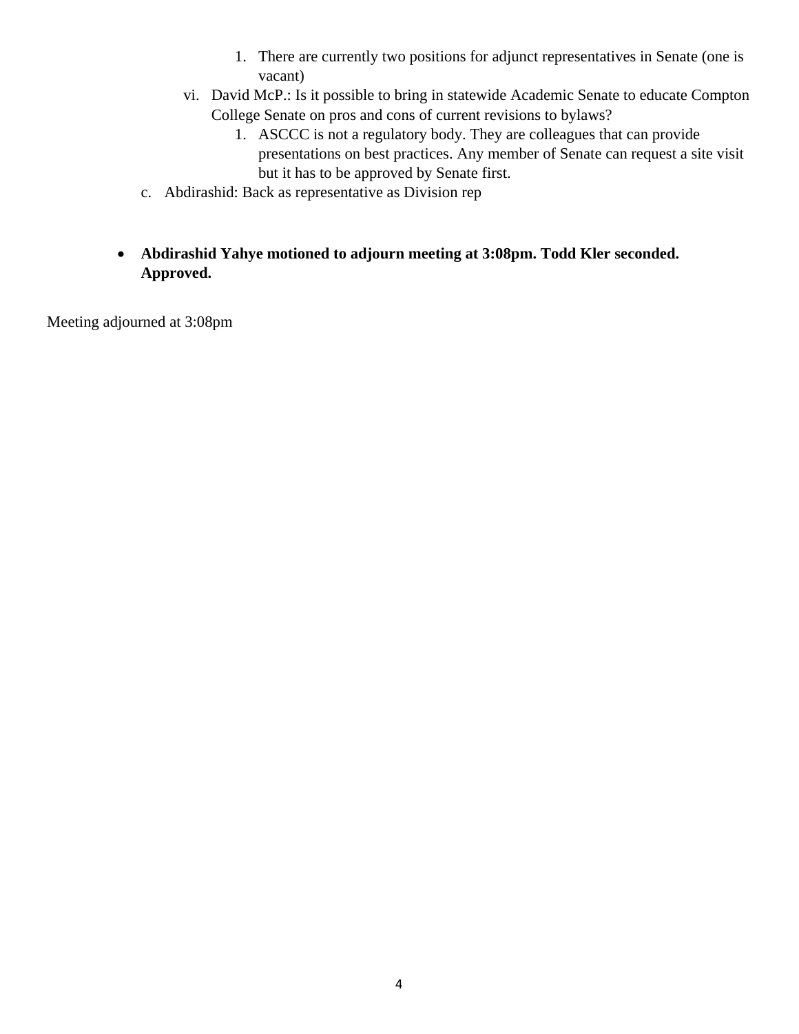1. There are currently two positions for adjunct representatives in Senate (one is vacant)
        vi. David McP.: Is it possible to bring in statewide Academic Senate to educate Compton College Senate on pros and cons of current revisions to bylaws?
            1. ASCCC is not a regulatory body. They are colleagues that can provide presentations on best practices. Any member of Senate can request a site visit but it has to be approved by Senate first.
    c. Abdirashid: Back as representative as Division rep

- **Abdirashid Yahye motioned to adjourn meeting at 3:08pm. Todd Kler seconded. Approved.**

Meeting adjourned at 3:08pm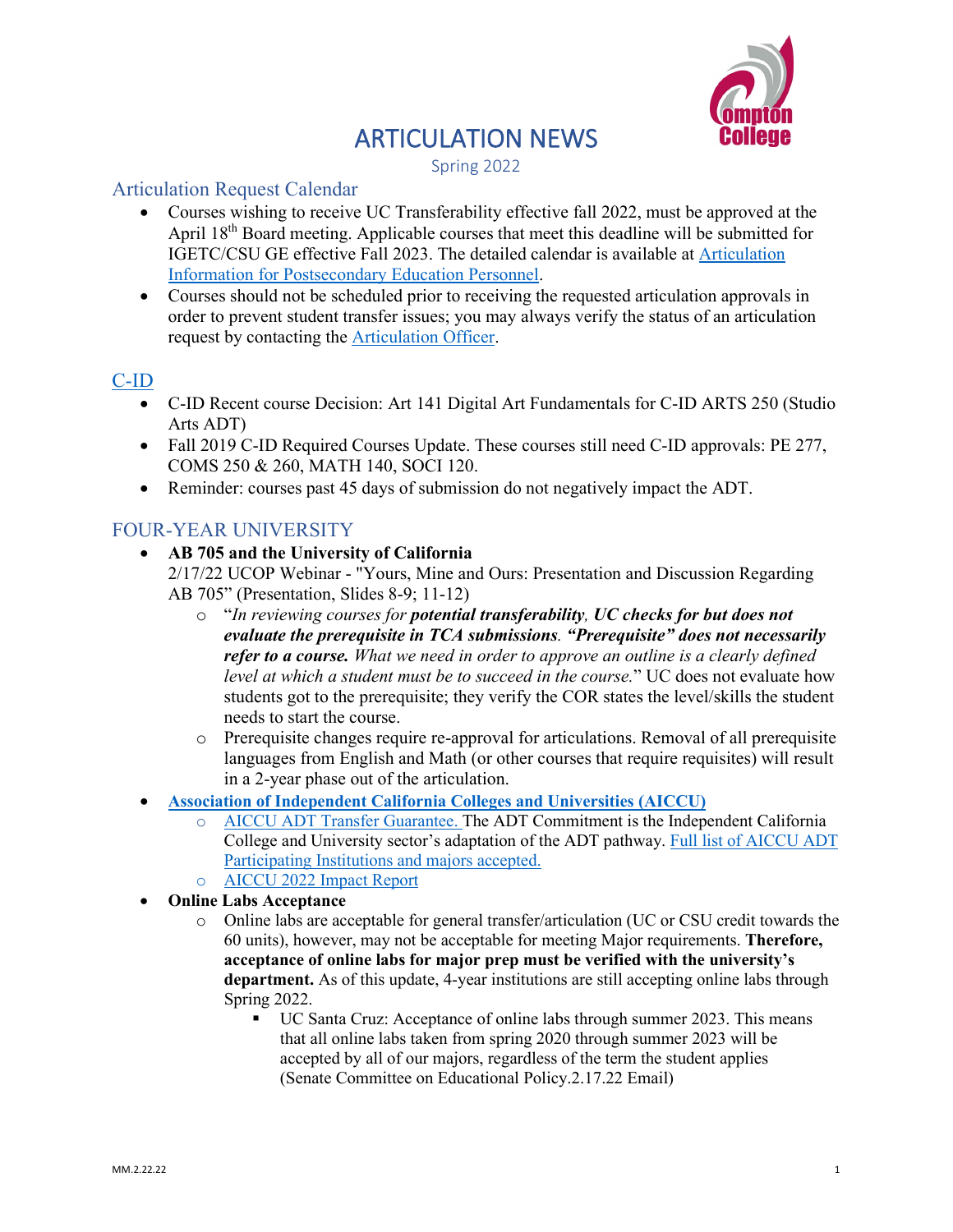# ARTICULATION NEWS

Spring 2022

## Articulation Request Calendar

- Courses wishing to receive UC Transferability effective fall 2022, must be approved at the April 18th Board meeting. Applicable courses that meet this deadline will be submitted for IGETC/CSU GE effective Fall 2023. The detailed calendar is available at [Articulation Information for Postsecondary Education Personnel](#).
- Courses should not be scheduled prior to receiving the requested articulation approvals in order to prevent student transfer issues; you may always verify the status of an articulation request by contacting the [Articulation Officer](#).

## [C-ID](#)

- C-ID Recent course Decision: Art 141 Digital Art Fundamentals for C-ID ARTS 250 (Studio Arts ADT)
- Fall 2019 C-ID Required Courses Update. These courses still need C-ID approvals: PE 277, COMS 250 & 260, MATH 140, SOCI 120.
- Reminder: courses past 45 days of submission do not negatively impact the ADT.

## FOUR-YEAR UNIVERSITY

- **AB 705 and the University of California**
  2/17/22 UCOP Webinar - "Yours, Mine and Ours: Presentation and Discussion Regarding AB 705" (Presentation, Slides 8-9; 11-12)
  - "*In reviewing courses for* ***potential transferability****,* ***UC checks for but does not evaluate the prerequisite in TCA submissions****.* ***"Prerequisite" does not necessarily refer to a course.*** *What we need in order to approve an outline is a clearly defined level at which a student must be to succeed in the course.*" UC does not evaluate how students got to the prerequisite; they verify the COR states the level/skills the student needs to start the course.
  - Prerequisite changes require re-approval for articulations. Removal of all prerequisite languages from English and Math (or other courses that require requisites) will result in a 2-year phase out of the articulation.
- **[Association of Independent California Colleges and Universities (AICCU)](#)**
  - [AICCU ADT Transfer Guarantee.](#) The ADT Commitment is the Independent California College and University sector's adaptation of the ADT pathway. [Full list of AICCU ADT Participating Institutions and majors accepted.](#)
  - [AICCU 2022 Impact Report](#)
- **Online Labs Acceptance**
  - Online labs are acceptable for general transfer/articulation (UC or CSU credit towards the 60 units), however, may not be acceptable for meeting Major requirements. **Therefore, acceptance of online labs for major prep must be verified with the university's department.** As of this update, 4-year institutions are still accepting online labs through Spring 2022.
    - UC Santa Cruz: Acceptance of online labs through summer 2023. This means that all online labs taken from spring 2020 through summer 2023 will be accepted by all of our majors, regardless of the term the student applies (Senate Committee on Educational Policy.2.17.22 Email)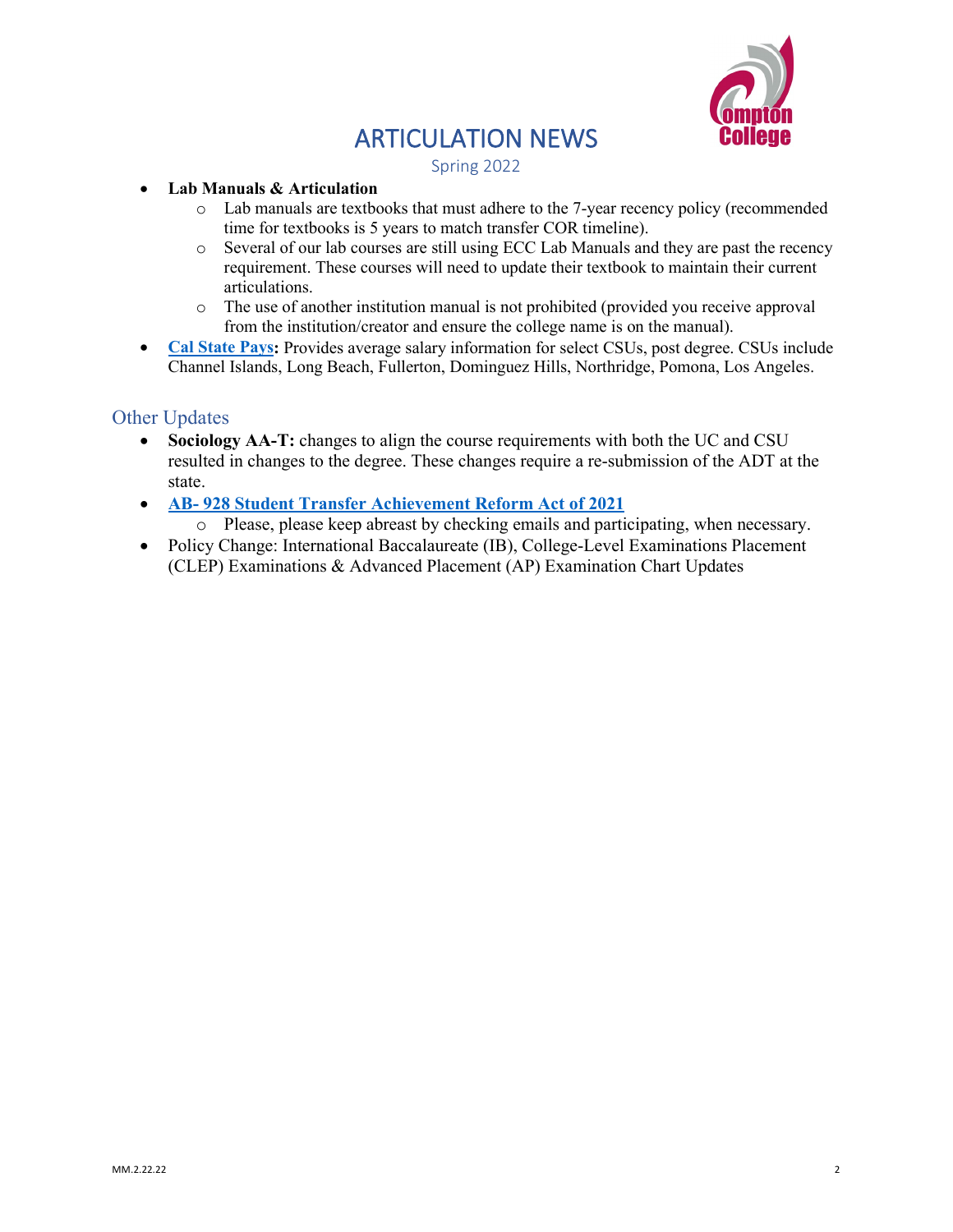# ARTICULATION NEWS

Spring 2022

- **Lab Manuals & Articulation**
  - Lab manuals are textbooks that must adhere to the 7-year recency policy (recommended time for textbooks is 5 years to match transfer COR timeline).
  - Several of our lab courses are still using ECC Lab Manuals and they are past the recency requirement. These courses will need to update their textbook to maintain their current articulations.
  - The use of another institution manual is not prohibited (provided you receive approval from the institution/creator and ensure the college name is on the manual).
- **Cal State Pays:** Provides average salary information for select CSUs, post degree. CSUs include Channel Islands, Long Beach, Fullerton, Dominguez Hills, Northridge, Pomona, Los Angeles.

## Other Updates

- **Sociology AA-T:** changes to align the course requirements with both the UC and CSU resulted in changes to the degree. These changes require a re-submission of the ADT at the state.
- **AB- 928 Student Transfer Achievement Reform Act of 2021**
  - Please, please keep abreast by checking emails and participating, when necessary.
- Policy Change: International Baccalaureate (IB), College-Level Examinations Placement (CLEP) Examinations & Advanced Placement (AP) Examination Chart Updates